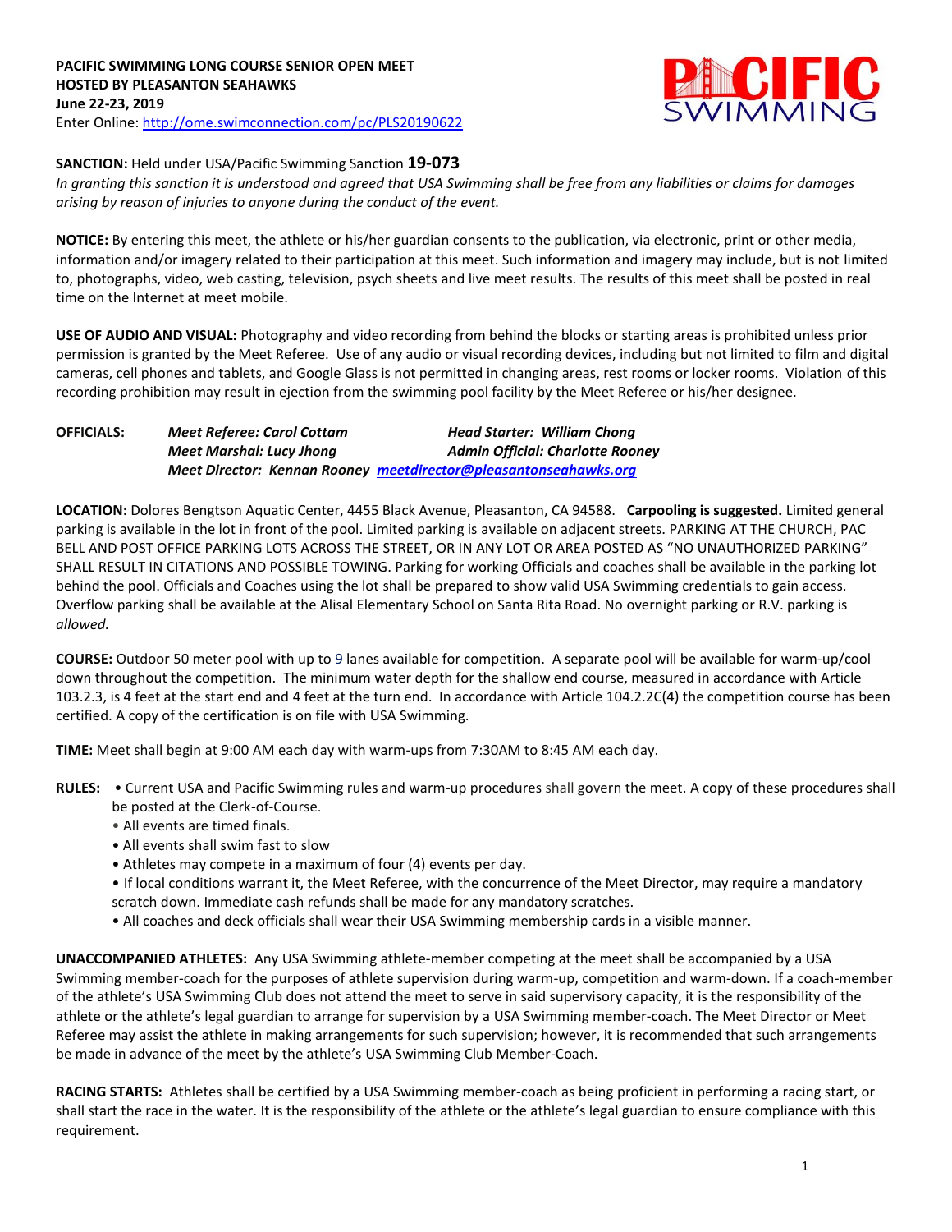**PACIFIC SWIMMING LONG COURSE SENIOR OPEN MEET**
**HOSTED BY PLEASANTON SEAHAWKS**
**June 22-23, 2019**
Enter Online: http://ome.swimconnection.com/pc/PLS20190622

**SANCTION:** Held under USA/Pacific Swimming Sanction **19-073**
*In granting this sanction it is understood and agreed that USA Swimming shall be free from any liabilities or claims for damages arising by reason of injuries to anyone during the conduct of the event.*

**NOTICE:** By entering this meet, the athlete or his/her guardian consents to the publication, via electronic, print or other media, information and/or imagery related to their participation at this meet. Such information and imagery may include, but is not limited to, photographs, video, web casting, television, psych sheets and live meet results. The results of this meet shall be posted in real time on the Internet at meet mobile.

**USE OF AUDIO AND VISUAL:** Photography and video recording from behind the blocks or starting areas is prohibited unless prior permission is granted by the Meet Referee. Use of any audio or visual recording devices, including but not limited to film and digital cameras, cell phones and tablets, and Google Glass is not permitted in changing areas, rest rooms or locker rooms. Violation of this recording prohibition may result in ejection from the swimming pool facility by the Meet Referee or his/her designee.

**OFFICIALS:** *Meet Referee: Carol Cottam* — *Head Starter: William Chong*
*Meet Marshal: Lucy Jhong* — *Admin Official: Charlotte Rooney*
*Meet Director: Kennan Rooney meetdirector@pleasantonseahawks.org*

**LOCATION:** Dolores Bengtson Aquatic Center, 4455 Black Avenue, Pleasanton, CA 94588. **Carpooling is suggested.** Limited general parking is available in the lot in front of the pool. Limited parking is available on adjacent streets. PARKING AT THE CHURCH, PAC BELL AND POST OFFICE PARKING LOTS ACROSS THE STREET, OR IN ANY LOT OR AREA POSTED AS "NO UNAUTHORIZED PARKING" SHALL RESULT IN CITATIONS AND POSSIBLE TOWING. Parking for working Officials and coaches shall be available in the parking lot behind the pool. Officials and Coaches using the lot shall be prepared to show valid USA Swimming credentials to gain access. Overflow parking shall be available at the Alisal Elementary School on Santa Rita Road. No overnight parking or R.V. parking is *allowed.*

**COURSE:** Outdoor 50 meter pool with up to 9 lanes available for competition. A separate pool will be available for warm-up/cool down throughout the competition. The minimum water depth for the shallow end course, measured in accordance with Article 103.2.3, is 4 feet at the start end and 4 feet at the turn end. In accordance with Article 104.2.2C(4) the competition course has been certified. A copy of the certification is on file with USA Swimming.

**TIME:** Meet shall begin at 9:00 AM each day with warm-ups from 7:30AM to 8:45 AM each day.

**RULES:**
- Current USA and Pacific Swimming rules and warm-up procedures shall govern the meet. A copy of these procedures shall be posted at the Clerk-of-Course.
- All events are timed finals.
- All events shall swim fast to slow
- Athletes may compete in a maximum of four (4) events per day.
- If local conditions warrant it, the Meet Referee, with the concurrence of the Meet Director, may require a mandatory scratch down. Immediate cash refunds shall be made for any mandatory scratches.
- All coaches and deck officials shall wear their USA Swimming membership cards in a visible manner.

**UNACCOMPANIED ATHLETES:** Any USA Swimming athlete-member competing at the meet shall be accompanied by a USA Swimming member-coach for the purposes of athlete supervision during warm-up, competition and warm-down. If a coach-member of the athlete's USA Swimming Club does not attend the meet to serve in said supervisory capacity, it is the responsibility of the athlete or the athlete's legal guardian to arrange for supervision by a USA Swimming member-coach. The Meet Director or Meet Referee may assist the athlete in making arrangements for such supervision; however, it is recommended that such arrangements be made in advance of the meet by the athlete's USA Swimming Club Member-Coach.

**RACING STARTS:** Athletes shall be certified by a USA Swimming member-coach as being proficient in performing a racing start, or shall start the race in the water. It is the responsibility of the athlete or the athlete's legal guardian to ensure compliance with this requirement.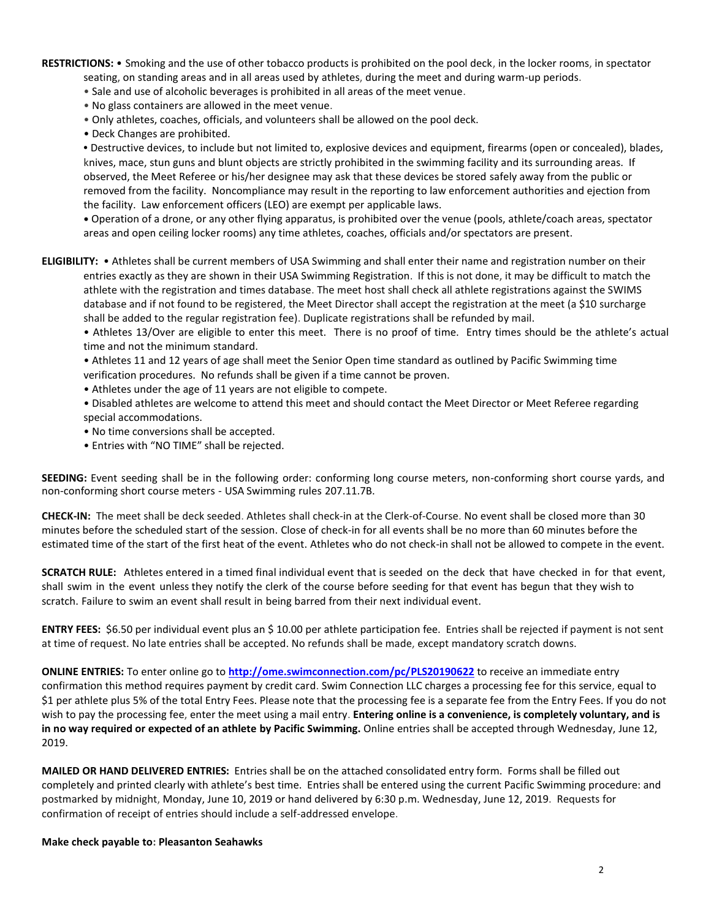**RESTRICTIONS:** • Smoking and the use of other tobacco products is prohibited on the pool deck, in the locker rooms, in spectator seating, on standing areas and in all areas used by athletes, during the meet and during warm-up periods.

- Sale and use of alcoholic beverages is prohibited in all areas of the meet venue.
- No glass containers are allowed in the meet venue.
- Only athletes, coaches, officials, and volunteers shall be allowed on the pool deck.
- Deck Changes are prohibited.
- Destructive devices, to include but not limited to, explosive devices and equipment, firearms (open or concealed), blades, knives, mace, stun guns and blunt objects are strictly prohibited in the swimming facility and its surrounding areas. If observed, the Meet Referee or his/her designee may ask that these devices be stored safely away from the public or removed from the facility. Noncompliance may result in the reporting to law enforcement authorities and ejection from the facility. Law enforcement officers (LEO) are exempt per applicable laws.
- Operation of a drone, or any other flying apparatus, is prohibited over the venue (pools, athlete/coach areas, spectator areas and open ceiling locker rooms) any time athletes, coaches, officials and/or spectators are present.

**ELIGIBILITY:** • Athletes shall be current members of USA Swimming and shall enter their name and registration number on their entries exactly as they are shown in their USA Swimming Registration. If this is not done, it may be difficult to match the athlete with the registration and times database. The meet host shall check all athlete registrations against the SWIMS database and if not found to be registered, the Meet Director shall accept the registration at the meet (a $10 surcharge shall be added to the regular registration fee). Duplicate registrations shall be refunded by mail.

- Athletes 13/Over are eligible to enter this meet. There is no proof of time. Entry times should be the athlete's actual time and not the minimum standard.
- Athletes 11 and 12 years of age shall meet the Senior Open time standard as outlined by Pacific Swimming time verification procedures. No refunds shall be given if a time cannot be proven.
- Athletes under the age of 11 years are not eligible to compete.
- Disabled athletes are welcome to attend this meet and should contact the Meet Director or Meet Referee regarding special accommodations.
- No time conversions shall be accepted.
- Entries with "NO TIME" shall be rejected.

**SEEDING:** Event seeding shall be in the following order: conforming long course meters, non-conforming short course yards, and non-conforming short course meters - USA Swimming rules 207.11.7B.

**CHECK-IN:** The meet shall be deck seeded. Athletes shall check-in at the Clerk-of-Course. No event shall be closed more than 30 minutes before the scheduled start of the session. Close of check-in for all events shall be no more than 60 minutes before the estimated time of the start of the first heat of the event. Athletes who do not check-in shall not be allowed to compete in the event.

**SCRATCH RULE:** Athletes entered in a timed final individual event that is seeded on the deck that have checked in for that event, shall swim in the event unless they notify the clerk of the course before seeding for that event has begun that they wish to scratch. Failure to swim an event shall result in being barred from their next individual event.

**ENTRY FEES:** $6.50 per individual event plus an $ 10.00 per athlete participation fee. Entries shall be rejected if payment is not sent at time of request. No late entries shall be accepted. No refunds shall be made, except mandatory scratch downs.

**ONLINE ENTRIES:** To enter online go to **http://ome.swimconnection.com/pc/PLS20190622** to receive an immediate entry confirmation this method requires payment by credit card. Swim Connection LLC charges a processing fee for this service, equal to $1 per athlete plus 5% of the total Entry Fees. Please note that the processing fee is a separate fee from the Entry Fees. If you do not wish to pay the processing fee, enter the meet using a mail entry. **Entering online is a convenience, is completely voluntary, and is in no way required or expected of an athlete by Pacific Swimming.** Online entries shall be accepted through Wednesday, June 12, 2019.

**MAILED OR HAND DELIVERED ENTRIES:** Entries shall be on the attached consolidated entry form. Forms shall be filled out completely and printed clearly with athlete's best time. Entries shall be entered using the current Pacific Swimming procedure: and postmarked by midnight, Monday, June 10, 2019 or hand delivered by 6:30 p.m. Wednesday, June 12, 2019. Requests for confirmation of receipt of entries should include a self-addressed envelope.

**Make check payable to: Pleasanton Seahawks**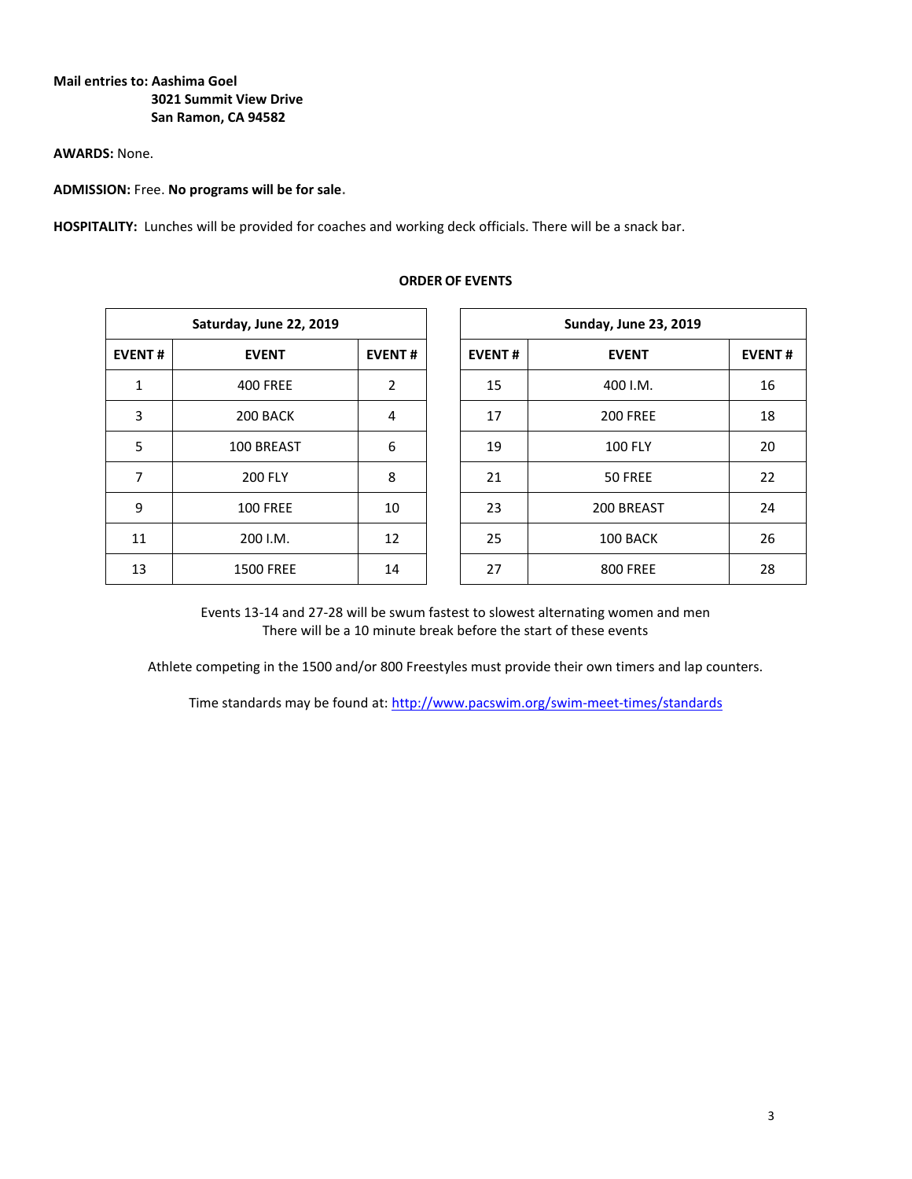**Mail entries to: Aashima Goel**
**3021 Summit View Drive**
**San Ramon, CA 94582**

**AWARDS:** None.

**ADMISSION:** Free. **No programs will be for sale.**

**HOSPITALITY:** Lunches will be provided for coaches and working deck officials. There will be a snack bar.

## ORDER OF EVENTS

| Saturday, June 22, 2019 | | |
|---|---|---|
| **EVENT #** | **EVENT** | **EVENT #** |
| 1 | 400 FREE | 2 |
| 3 | 200 BACK | 4 |
| 5 | 100 BREAST | 6 |
| 7 | 200 FLY | 8 |
| 9 | 100 FREE | 10 |
| 11 | 200 I.M. | 12 |
| 13 | 1500 FREE | 14 |

| Sunday, June 23, 2019 | | |
|---|---|---|
| **EVENT #** | **EVENT** | **EVENT #** |
| 15 | 400 I.M. | 16 |
| 17 | 200 FREE | 18 |
| 19 | 100 FLY | 20 |
| 21 | 50 FREE | 22 |
| 23 | 200 BREAST | 24 |
| 25 | 100 BACK | 26 |
| 27 | 800 FREE | 28 |

Events 13-14 and 27-28 will be swum fastest to slowest alternating women and men
There will be a 10 minute break before the start of these events

Athlete competing in the 1500 and/or 800 Freestyles must provide their own timers and lap counters.

Time standards may be found at: http://www.pacswim.org/swim-meet-times/standards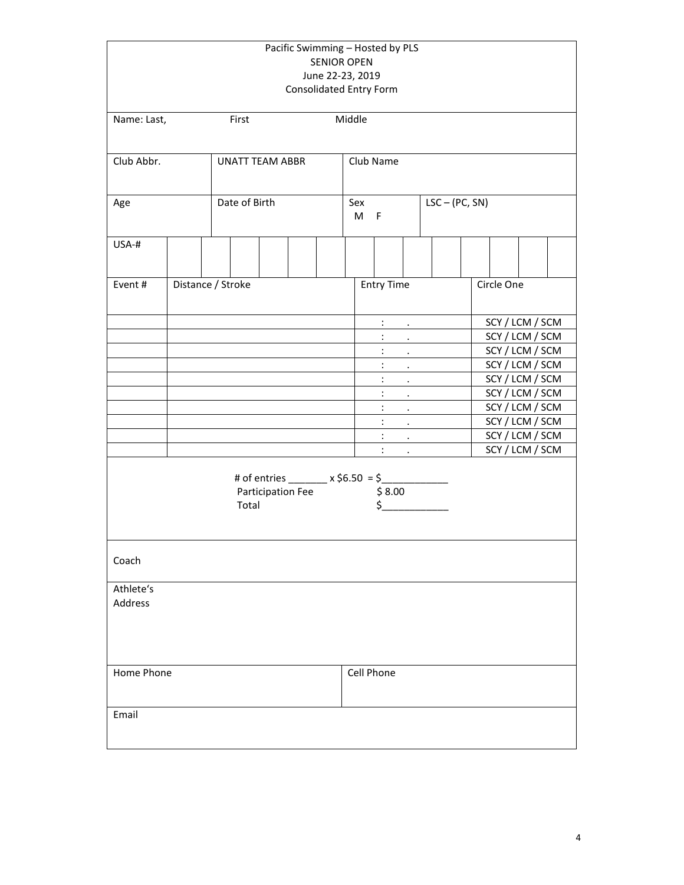Pacific Swimming – Hosted by PLS
SENIOR OPEN
June 22-23, 2019
Consolidated Entry Form

| | | | |
|---|---|---|---|
| Name: Last, | First | Middle | |
| Club Abbr. | UNATT TEAM ABBR | Club Name | |
| Age | Date of Birth | Sex M F | LSC – (PC, SN) |

| | | | | | | | | | | | | | |
|---|---|---|---|---|---|---|---|---|---|---|---|---|---|
| USA-# | | | | | | | | | | | | | |

| Event # | Distance / Stroke | Entry Time | Circle One |
|---|---|---|---|
| | | : . | SCY / LCM / SCM |
| | | : . | SCY / LCM / SCM |
| | | : . | SCY / LCM / SCM |
| | | : . | SCY / LCM / SCM |
| | | : . | SCY / LCM / SCM |
| | | : . | SCY / LCM / SCM |
| | | : . | SCY / LCM / SCM |
| | | : . | SCY / LCM / SCM |
| | | : . | SCY / LCM / SCM |
| | | : . | SCY / LCM / SCM |

# of entries _______ x $6.50 = $____________
Participation Fee $ 8.00
Total $____________

| | |
|---|---|
| Coach | |
| Athlete's Address | |
| Home Phone | Cell Phone |
| Email | |